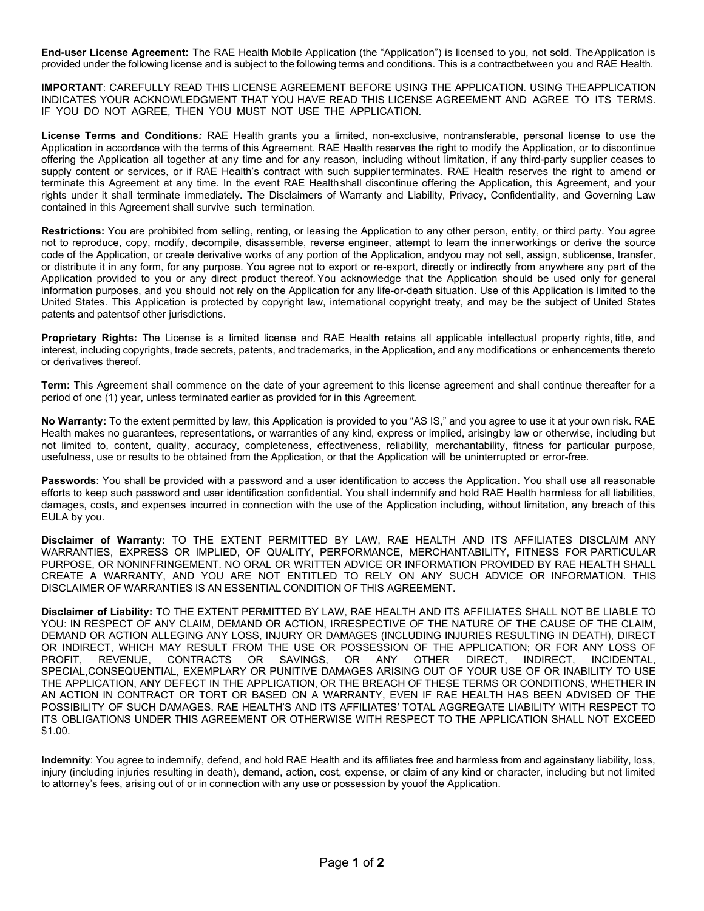**End-user License Agreement:** The RAE Health Mobile Application (the "Application") is licensed to you, not sold. The Application is provided under the following license and is subject to the following terms and conditions. This is a contract between you and RAE Health.

**IMPORTANT**: CAREFULLY READ THIS LICENSE AGREEMENT BEFORE USING THE APPLICATION. USING THE APPLICATION INDICATES YOUR ACKNOWLEDGMENT THAT YOU HAVE READ THIS LICENSE AGREEMENT AND AGREE TO ITS TERMS. IF YOU DO NOT AGREE, THEN YOU MUST NOT USE THE APPLICATION.

**License Terms and Conditions*:*** RAE Health grants you a limited, non-exclusive, nontransferable, personal license to use the Application in accordance with the terms of this Agreement. RAE Health reserves the right to modify the Application, or to discontinue offering the Application all together at any time and for any reason, including without limitation, if any third-party supplier ceases to supply content or services, or if RAE Health's contract with such supplier terminates. RAE Health reserves the right to amend or terminate this Agreement at any time. In the event RAE Health shall discontinue offering the Application, this Agreement, and your rights under it shall terminate immediately. The Disclaimers of Warranty and Liability, Privacy, Confidentiality, and Governing Law contained in this Agreement shall survive such termination.

**Restrictions:** You are prohibited from selling, renting, or leasing the Application to any other person, entity, or third party. You agree not to reproduce, copy, modify, decompile, disassemble, reverse engineer, attempt to learn the inner workings or derive the source code of the Application, or create derivative works of any portion of the Application, and you may not sell, assign, sublicense, transfer, or distribute it in any form, for any purpose. You agree not to export or re-export, directly or indirectly from anywhere any part of the Application provided to you or any direct product thereof. You acknowledge that the Application should be used only for general information purposes, and you should not rely on the Application for any life-or-death situation. Use of this Application is limited to the United States. This Application is protected by copyright law, international copyright treaty, and may be the subject of United States patents and patents of other jurisdictions.

**Proprietary Rights:** The License is a limited license and RAE Health retains all applicable intellectual property rights, title, and interest, including copyrights, trade secrets, patents, and trademarks, in the Application, and any modifications or enhancements thereto or derivatives thereof.

**Term:** This Agreement shall commence on the date of your agreement to this license agreement and shall continue thereafter for a period of one (1) year, unless terminated earlier as provided for in this Agreement.

**No Warranty:** To the extent permitted by law, this Application is provided to you "AS IS," and you agree to use it at your own risk. RAE Health makes no guarantees, representations, or warranties of any kind, express or implied, arising by law or otherwise, including but not limited to, content, quality, accuracy, completeness, effectiveness, reliability, merchantability, fitness for particular purpose, usefulness, use or results to be obtained from the Application, or that the Application will be uninterrupted or error-free.

**Passwords**: You shall be provided with a password and a user identification to access the Application. You shall use all reasonable efforts to keep such password and user identification confidential. You shall indemnify and hold RAE Health harmless for all liabilities, damages, costs, and expenses incurred in connection with the use of the Application including, without limitation, any breach of this EULA by you.

**Disclaimer of Warranty:** TO THE EXTENT PERMITTED BY LAW, RAE HEALTH AND ITS AFFILIATES DISCLAIM ANY WARRANTIES, EXPRESS OR IMPLIED, OF QUALITY, PERFORMANCE, MERCHANTABILITY, FITNESS FOR PARTICULAR PURPOSE, OR NONINFRINGEMENT. NO ORAL OR WRITTEN ADVICE OR INFORMATION PROVIDED BY RAE HEALTH SHALL CREATE A WARRANTY, AND YOU ARE NOT ENTITLED TO RELY ON ANY SUCH ADVICE OR INFORMATION. THIS DISCLAIMER OF WARRANTIES IS AN ESSENTIAL CONDITION OF THIS AGREEMENT.

**Disclaimer of Liability:** TO THE EXTENT PERMITTED BY LAW, RAE HEALTH AND ITS AFFILIATES SHALL NOT BE LIABLE TO YOU: IN RESPECT OF ANY CLAIM, DEMAND OR ACTION, IRRESPECTIVE OF THE NATURE OF THE CAUSE OF THE CLAIM, DEMAND OR ACTION ALLEGING ANY LOSS, INJURY OR DAMAGES (INCLUDING INJURIES RESULTING IN DEATH), DIRECT OR INDIRECT, WHICH MAY RESULT FROM THE USE OR POSSESSION OF THE APPLICATION; OR FOR ANY LOSS OF PROFIT, REVENUE, CONTRACTS OR SAVINGS, OR ANY OTHER DIRECT, INDIRECT, INCIDENTAL, SPECIAL, CONSEQUENTIAL, EXEMPLARY OR PUNITIVE DAMAGES ARISING OUT OF YOUR USE OF OR INABILITY TO USE THE APPLICATION, ANY DEFECT IN THE APPLICATION, OR THE BREACH OF THESE TERMS OR CONDITIONS, WHETHER IN AN ACTION IN CONTRACT OR TORT OR BASED ON A WARRANTY, EVEN IF RAE HEALTH HAS BEEN ADVISED OF THE POSSIBILITY OF SUCH DAMAGES. RAE HEALTH'S AND ITS AFFILIATES' TOTAL AGGREGATE LIABILITY WITH RESPECT TO ITS OBLIGATIONS UNDER THIS AGREEMENT OR OTHERWISE WITH RESPECT TO THE APPLICATION SHALL NOT EXCEED $1.00.

**Indemnity**: You agree to indemnify, defend, and hold RAE Health and its affiliates free and harmless from and against any liability, loss, injury (including injuries resulting in death), demand, action, cost, expense, or claim of any kind or character, including but not limited to attorney's fees, arising out of or in connection with any use or possession by you of the Application.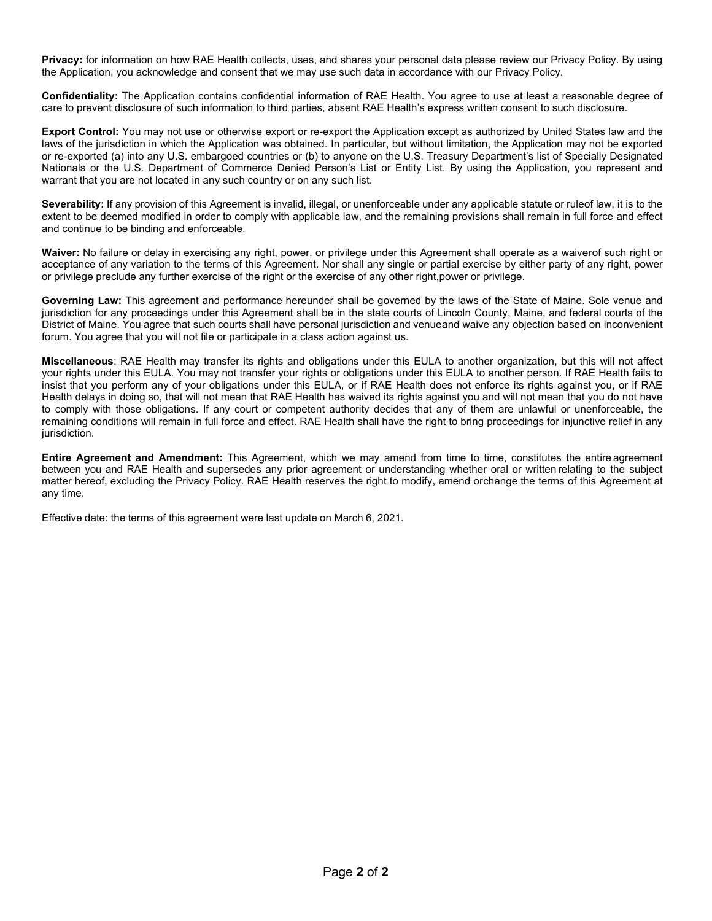**Privacy:** for information on how RAE Health collects, uses, and shares your personal data please review our Privacy Policy. By using the Application, you acknowledge and consent that we may use such data in accordance with our Privacy Policy.

**Confidentiality:** The Application contains confidential information of RAE Health. You agree to use at least a reasonable degree of care to prevent disclosure of such information to third parties, absent RAE Health's express written consent to such disclosure.

**Export Control:** You may not use or otherwise export or re-export the Application except as authorized by United States law and the laws of the jurisdiction in which the Application was obtained. In particular, but without limitation, the Application may not be exported or re-exported (a) into any U.S. embargoed countries or (b) to anyone on the U.S. Treasury Department's list of Specially Designated Nationals or the U.S. Department of Commerce Denied Person's List or Entity List. By using the Application, you represent and warrant that you are not located in any such country or on any such list.

**Severability:** If any provision of this Agreement is invalid, illegal, or unenforceable under any applicable statute or ruleof law, it is to the extent to be deemed modified in order to comply with applicable law, and the remaining provisions shall remain in full force and effect and continue to be binding and enforceable.

**Waiver:** No failure or delay in exercising any right, power, or privilege under this Agreement shall operate as a waiverof such right or acceptance of any variation to the terms of this Agreement. Nor shall any single or partial exercise by either party of any right, power or privilege preclude any further exercise of the right or the exercise of any other right,power or privilege.

**Governing Law:** This agreement and performance hereunder shall be governed by the laws of the State of Maine. Sole venue and jurisdiction for any proceedings under this Agreement shall be in the state courts of Lincoln County, Maine, and federal courts of the District of Maine. You agree that such courts shall have personal jurisdiction and venueand waive any objection based on inconvenient forum. You agree that you will not file or participate in a class action against us.

**Miscellaneous**: RAE Health may transfer its rights and obligations under this EULA to another organization, but this will not affect your rights under this EULA. You may not transfer your rights or obligations under this EULA to another person. If RAE Health fails to insist that you perform any of your obligations under this EULA, or if RAE Health does not enforce its rights against you, or if RAE Health delays in doing so, that will not mean that RAE Health has waived its rights against you and will not mean that you do not have to comply with those obligations. If any court or competent authority decides that any of them are unlawful or unenforceable, the remaining conditions will remain in full force and effect. RAE Health shall have the right to bring proceedings for injunctive relief in any jurisdiction.

**Entire Agreement and Amendment:** This Agreement, which we may amend from time to time, constitutes the entire agreement between you and RAE Health and supersedes any prior agreement or understanding whether oral or written relating to the subject matter hereof, excluding the Privacy Policy. RAE Health reserves the right to modify, amend orchange the terms of this Agreement at any time.

Effective date: the terms of this agreement were last update on March 6, 2021.